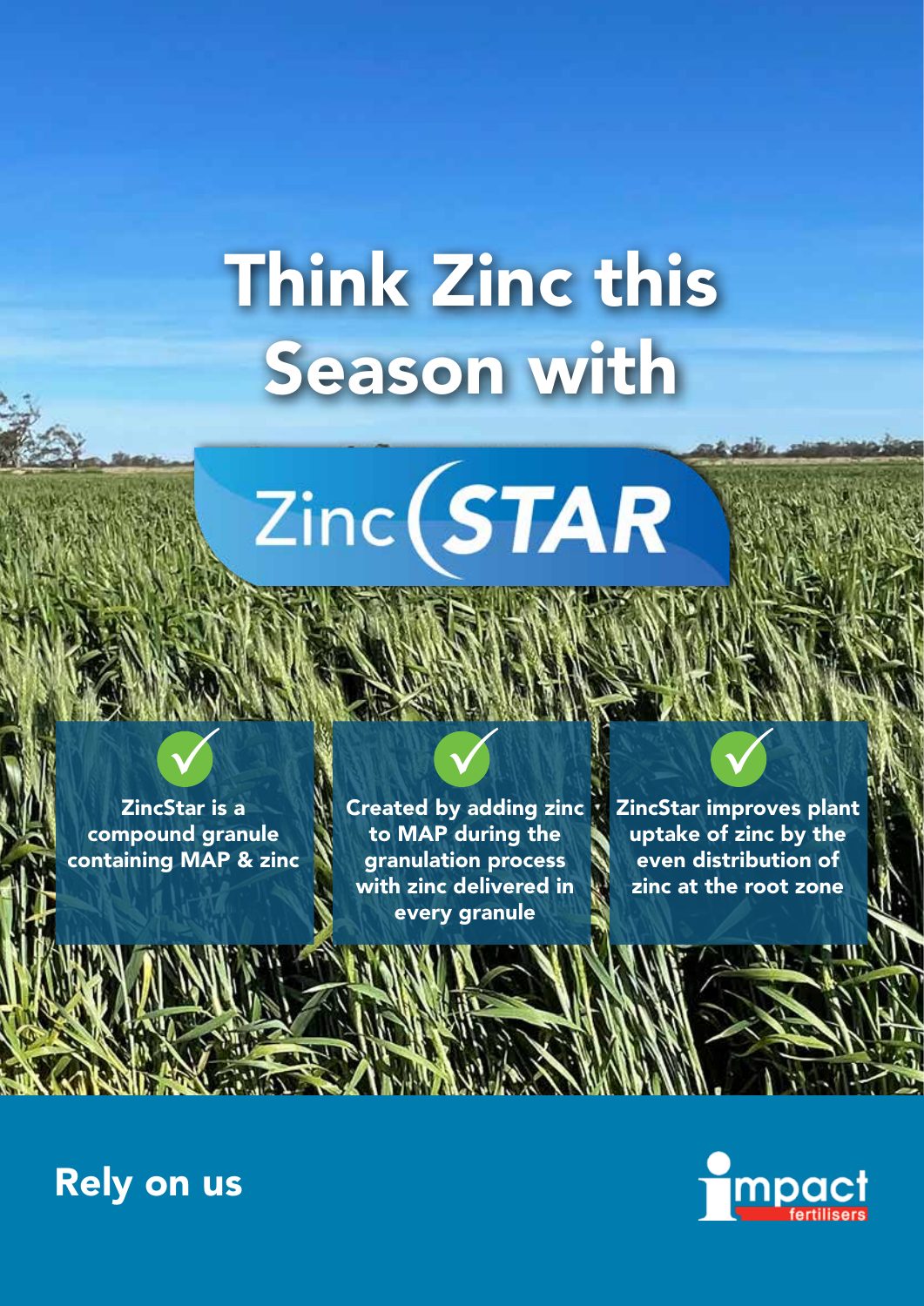# Think Zinc this Season with

## ZincSTAR

- ZincStar is a compound granule containing MAP & zinc
- Created by adding zinc to MAP during the granulation process with zinc delivered in every granule
- ZincStar improves plant uptake of zinc by the even distribution of zinc at the root zone

**Rely on us**

impact fertilisers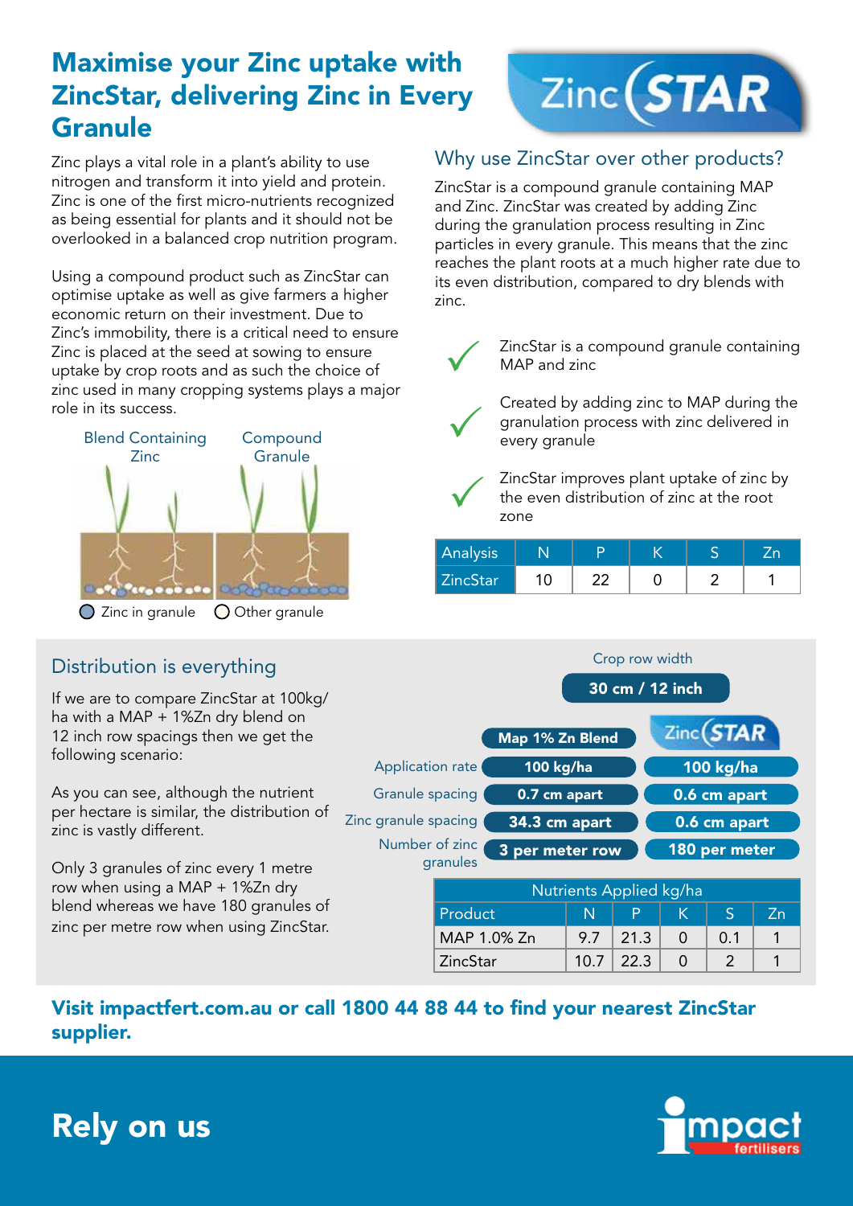# Maximise your Zinc uptake with ZincStar, delivering Zinc in Every Granule

Zinc plays a vital role in a plant's ability to use nitrogen and transform it into yield and protein. Zinc is one of the first micro-nutrients recognized as being essential for plants and it should not be overlooked in a balanced crop nutrition program.

Using a compound product such as ZincStar can optimise uptake as well as give farmers a higher economic return on their investment. Due to Zinc's immobility, there is a critical need to ensure Zinc is placed at the seed at sowing to ensure uptake by crop roots and as such the choice of zinc used in many cropping systems plays a major role in its success.

Blend Containing Zinc

Compound Granule

Zinc in granule

Other granule

## Why use ZincStar over other products?

ZincStar is a compound granule containing MAP and Zinc. ZincStar was created by adding Zinc during the granulation process resulting in Zinc particles in every granule. This means that the zinc reaches the plant roots at a much higher rate due to its even distribution, compared to dry blends with zinc.

- ✓ ZincStar is a compound granule containing MAP and zinc
- ✓ Created by adding zinc to MAP during the granulation process with zinc delivered in every granule
- ✓ ZincStar improves plant uptake of zinc by the even distribution of zinc at the root zone

| Analysis | N | P | K | S | Zn |
|---|---|---|---|---|---|
| ZincStar | 10 | 22 | 0 | 2 | 1 |

## Distribution is everything

If we are to compare ZincStar at 100kg/ha with a MAP + 1%Zn dry blend on 12 inch row spacings then we get the following scenario:

As you can see, although the nutrient per hectare is similar, the distribution of zinc is vastly different.

Only 3 granules of zinc every 1 metre row when using a MAP + 1%Zn dry blend whereas we have 180 granules of zinc per metre row when using ZincStar.

Crop row width: 30 cm / 12 inch

| | Map 1% Zn Blend | ZincStar |
|---|---|---|
| Application rate | 100 kg/ha | 100 kg/ha |
| Granule spacing | 0.7 cm apart | 0.6 cm apart |
| Zinc granule spacing | 34.3 cm apart | 0.6 cm apart |
| Number of zinc granules | 3 per meter row | 180 per meter |

| Nutrients Applied kg/ha | | | | | |
|---|---|---|---|---|---|
| Product | N | P | K | S | Zn |
| MAP 1.0% Zn | 9.7 | 21.3 | 0 | 0.1 | 1 |
| ZincStar | 10.7 | 22.3 | 0 | 2 | 1 |

**Visit impactfert.com.au or call 1800 44 88 44 to find your nearest ZincStar supplier.**

**Rely on us**

impact fertilisers